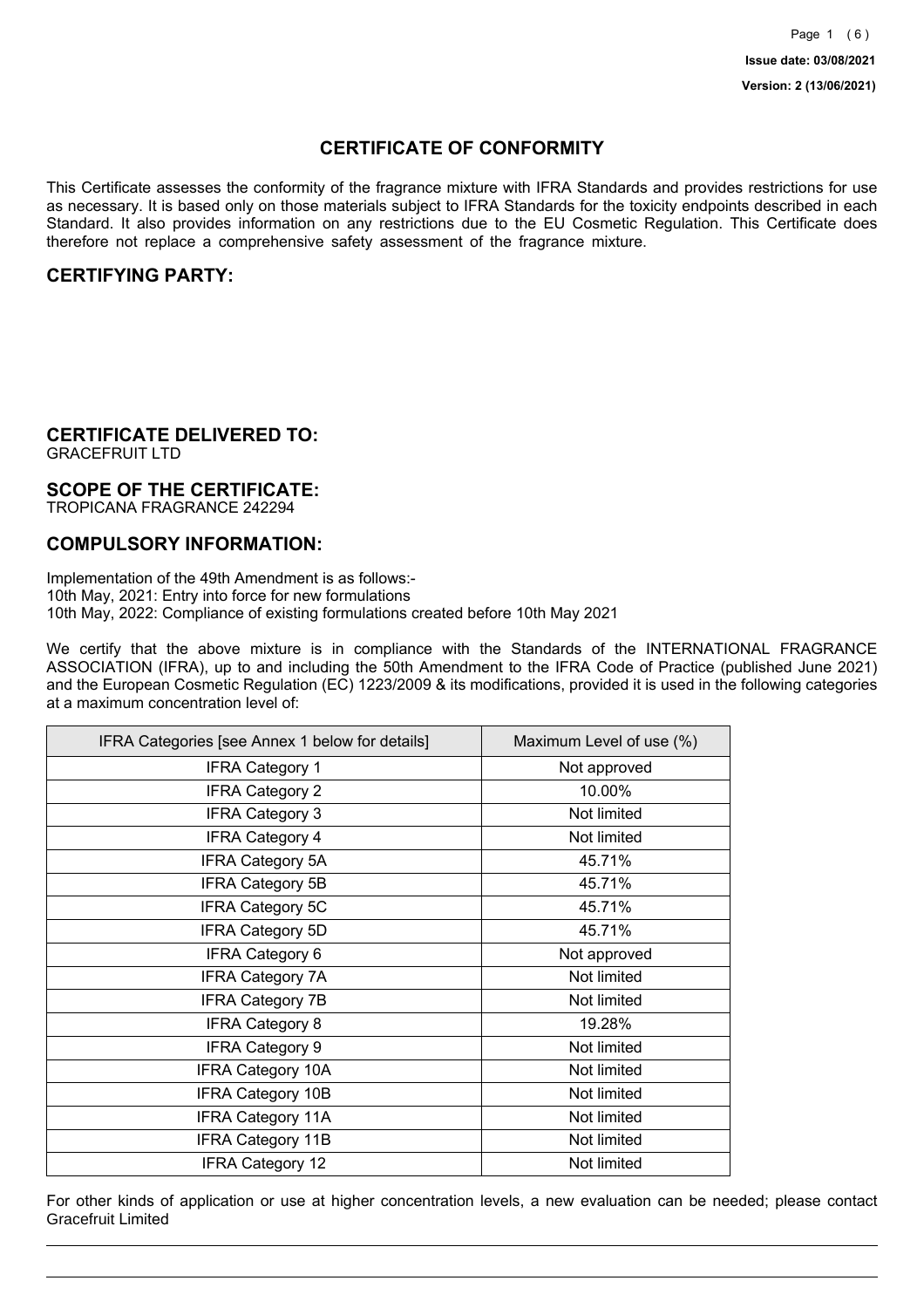Issue date: 03/08/2021

Version: 2 (13/06/2021)

# CERTIFICATE OF CONFORMITY

This Certificate assesses the conformity of the fragrance mixture with IFRA Standards and provides restrictions for use as necessary. It is based only on those materials subject to IFRA Standards for the toxicity endpoints described in each Standard. It also provides information on any restrictions due to the EU Cosmetic Regulation. This Certificate does therefore not replace a comprehensive safety assessment of the fragrance mixture.

## CERTIFYING PARTY:

## CERTIFICATE DELIVERED TO:

GRACEFRUIT LTD

## SCOPE OF THE CERTIFICATE:

TROPICANA FRAGRANCE 242294

## COMPULSORY INFORMATION:

Implementation of the 49th Amendment is as follows:-
10th May, 2021: Entry into force for new formulations
10th May, 2022: Compliance of existing formulations created before 10th May 2021

We certify that the above mixture is in compliance with the Standards of the INTERNATIONAL FRAGRANCE ASSOCIATION (IFRA), up to and including the 50th Amendment to the IFRA Code of Practice (published June 2021) and the European Cosmetic Regulation (EC) 1223/2009 & its modifications, provided it is used in the following categories at a maximum concentration level of:

| IFRA Categories [see Annex 1 below for details] | Maximum Level of use (%) |
|---|---|
| IFRA Category 1 | Not approved |
| IFRA Category 2 | 10.00% |
| IFRA Category 3 | Not limited |
| IFRA Category 4 | Not limited |
| IFRA Category 5A | 45.71% |
| IFRA Category 5B | 45.71% |
| IFRA Category 5C | 45.71% |
| IFRA Category 5D | 45.71% |
| IFRA Category 6 | Not approved |
| IFRA Category 7A | Not limited |
| IFRA Category 7B | Not limited |
| IFRA Category 8 | 19.28% |
| IFRA Category 9 | Not limited |
| IFRA Category 10A | Not limited |
| IFRA Category 10B | Not limited |
| IFRA Category 11A | Not limited |
| IFRA Category 11B | Not limited |
| IFRA Category 12 | Not limited |

For other kinds of application or use at higher concentration levels, a new evaluation can be needed; please contact Gracefruit Limited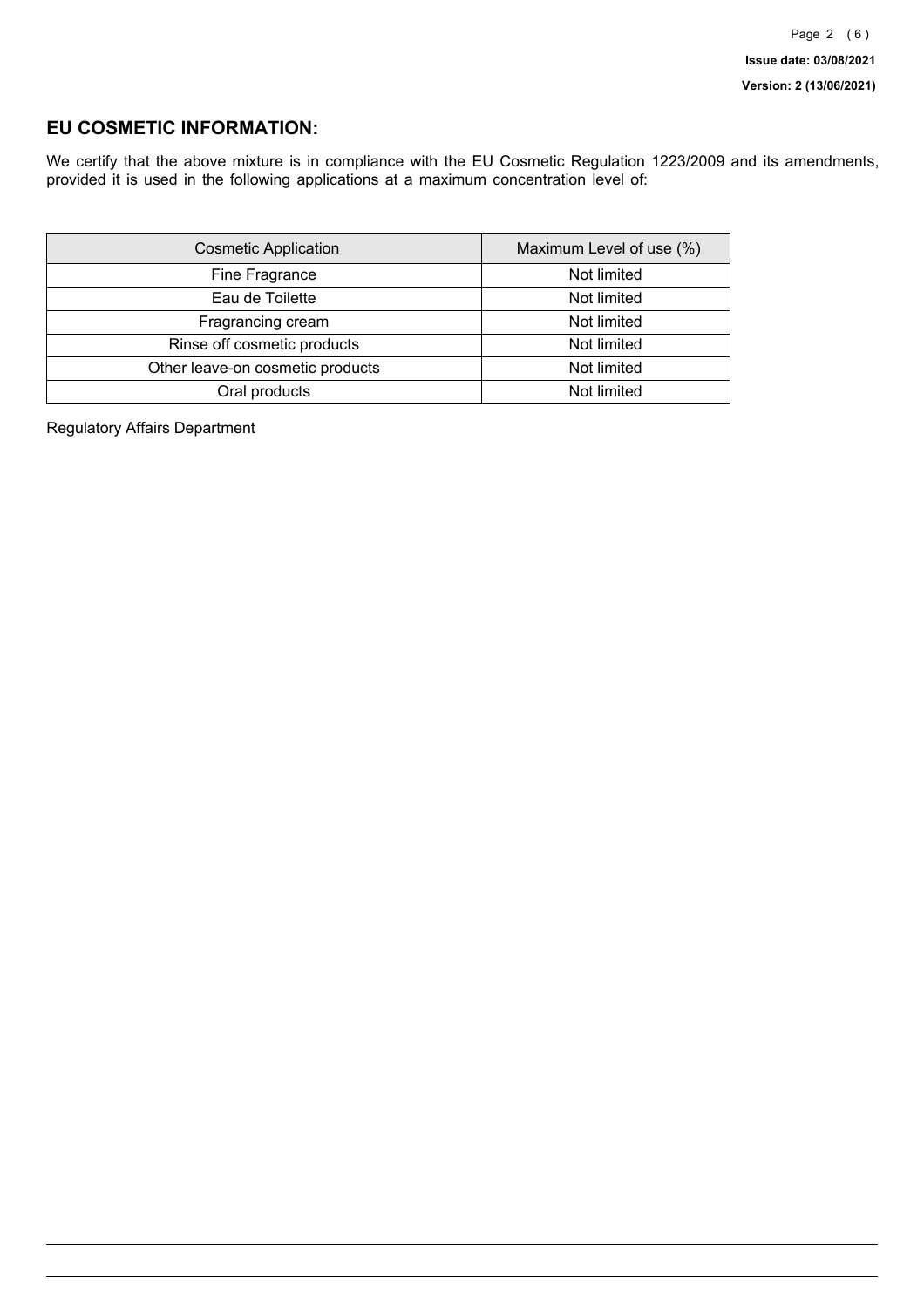## EU COSMETIC INFORMATION:

We certify that the above mixture is in compliance with the EU Cosmetic Regulation 1223/2009 and its amendments, provided it is used in the following applications at a maximum concentration level of:

| Cosmetic Application | Maximum Level of use (%) |
| --- | --- |
| Fine Fragrance | Not limited |
| Eau de Toilette | Not limited |
| Fragrancing cream | Not limited |
| Rinse off cosmetic products | Not limited |
| Other leave-on cosmetic products | Not limited |
| Oral products | Not limited |

Regulatory Affairs Department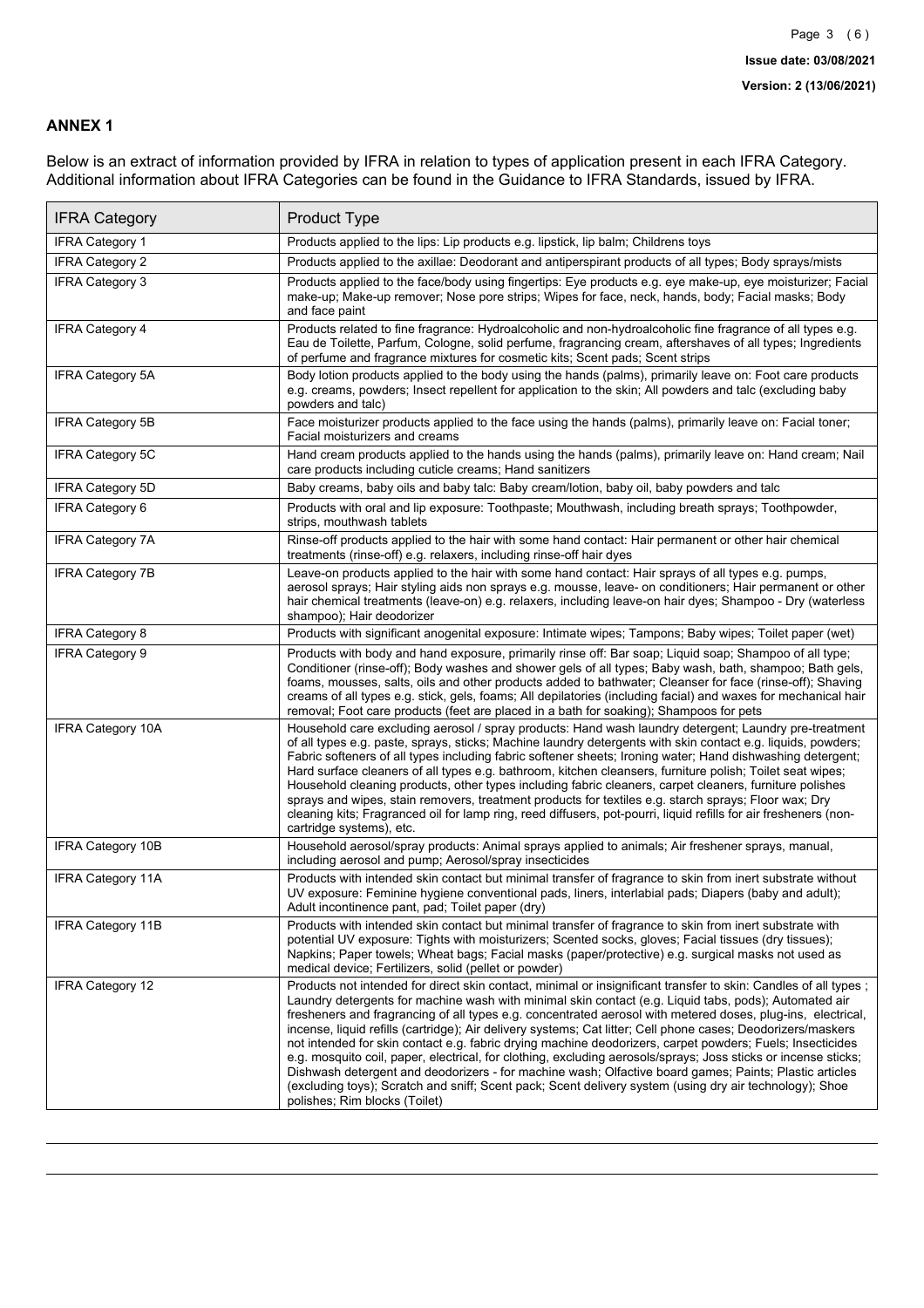## ANNEX 1

Below is an extract of information provided by IFRA in relation to types of application present in each IFRA Category. Additional information about IFRA Categories can be found in the Guidance to IFRA Standards, issued by IFRA.

| IFRA Category | Product Type |
|---|---|
| IFRA Category 1 | Products applied to the lips: Lip products e.g. lipstick, lip balm; Childrens toys |
| IFRA Category 2 | Products applied to the axillae: Deodorant and antiperspirant products of all types; Body sprays/mists |
| IFRA Category 3 | Products applied to the face/body using fingertips: Eye products e.g. eye make-up, eye moisturizer; Facial make-up; Make-up remover; Nose pore strips; Wipes for face, neck, hands, body; Facial masks; Body and face paint |
| IFRA Category 4 | Products related to fine fragrance: Hydroalcoholic and non-hydroalcoholic fine fragrance of all types e.g. Eau de Toilette, Parfum, Cologne, solid perfume, fragrancing cream, aftershaves of all types; Ingredients of perfume and fragrance mixtures for cosmetic kits; Scent pads; Scent strips |
| IFRA Category 5A | Body lotion products applied to the body using the hands (palms), primarily leave on: Foot care products e.g. creams, powders; Insect repellent for application to the skin; All powders and talc (excluding baby powders and talc) |
| IFRA Category 5B | Face moisturizer products applied to the face using the hands (palms), primarily leave on: Facial toner; Facial moisturizers and creams |
| IFRA Category 5C | Hand cream products applied to the hands using the hands (palms), primarily leave on: Hand cream; Nail care products including cuticle creams; Hand sanitizers |
| IFRA Category 5D | Baby creams, baby oils and baby talc: Baby cream/lotion, baby oil, baby powders and talc |
| IFRA Category 6 | Products with oral and lip exposure: Toothpaste; Mouthwash, including breath sprays; Toothpowder, strips, mouthwash tablets |
| IFRA Category 7A | Rinse-off products applied to the hair with some hand contact: Hair permanent or other hair chemical treatments (rinse-off) e.g. relaxers, including rinse-off hair dyes |
| IFRA Category 7B | Leave-on products applied to the hair with some hand contact: Hair sprays of all types e.g. pumps, aerosol sprays; Hair styling aids non sprays e.g. mousse, leave- on conditioners; Hair permanent or other hair chemical treatments (leave-on) e.g. relaxers, including leave-on hair dyes; Shampoo - Dry (waterless shampoo); Hair deodorizer |
| IFRA Category 8 | Products with significant anogenital exposure: Intimate wipes; Tampons; Baby wipes; Toilet paper (wet) |
| IFRA Category 9 | Products with body and hand exposure, primarily rinse off: Bar soap; Liquid soap; Shampoo of all type; Conditioner (rinse-off); Body washes and shower gels of all types; Baby wash, bath, shampoo; Bath gels, foams, mousses, salts, oils and other products added to bathwater; Cleanser for face (rinse-off); Shaving creams of all types e.g. stick, gels, foams; All depilatories (including facial) and waxes for mechanical hair removal; Foot care products (feet are placed in a bath for soaking); Shampoos for pets |
| IFRA Category 10A | Household care excluding aerosol / spray products: Hand wash laundry detergent; Laundry pre-treatment of all types e.g. paste, sprays, sticks; Machine laundry detergents with skin contact e.g. liquids, powders; Fabric softeners of all types including fabric softener sheets; Ironing water; Hand dishwashing detergent; Hard surface cleaners of all types e.g. bathroom, kitchen cleansers, furniture polish; Toilet seat wipes; Household cleaning products, other types including fabric cleaners, carpet cleaners, furniture polishes sprays and wipes, stain removers, treatment products for textiles e.g. starch sprays; Floor wax; Dry cleaning kits; Fragranced oil for lamp ring, reed diffusers, pot-pourri, liquid refills for air fresheners (non-cartridge systems), etc. |
| IFRA Category 10B | Household aerosol/spray products: Animal sprays applied to animals; Air freshener sprays, manual, including aerosol and pump; Aerosol/spray insecticides |
| IFRA Category 11A | Products with intended skin contact but minimal transfer of fragrance to skin from inert substrate without UV exposure: Feminine hygiene conventional pads, liners, interlabial pads; Diapers (baby and adult); Adult incontinence pant, pad; Toilet paper (dry) |
| IFRA Category 11B | Products with intended skin contact but minimal transfer of fragrance to skin from inert substrate with potential UV exposure: Tights with moisturizers; Scented socks, gloves; Facial tissues (dry tissues); Napkins; Paper towels; Wheat bags; Facial masks (paper/protective) e.g. surgical masks not used as medical device; Fertilizers, solid (pellet or powder) |
| IFRA Category 12 | Products not intended for direct skin contact, minimal or insignificant transfer to skin: Candles of all types ; Laundry detergents for machine wash with minimal skin contact (e.g. Liquid tabs, pods); Automated air fresheners and fragrancing of all types e.g. concentrated aerosol with metered doses, plug-ins, electrical, incense, liquid refills (cartridge); Air delivery systems; Cat litter; Cell phone cases; Deodorizers/maskers not intended for skin contact e.g. fabric drying machine deodorizers, carpet powders; Fuels; Insecticides e.g. mosquito coil, paper, electrical, for clothing, excluding aerosols/sprays; Joss sticks or incense sticks; Dishwash detergent and deodorizers - for machine wash; Olfactive board games; Paints; Plastic articles (excluding toys); Scratch and sniff; Scent pack; Scent delivery system (using dry air technology); Shoe polishes; Rim blocks (Toilet) |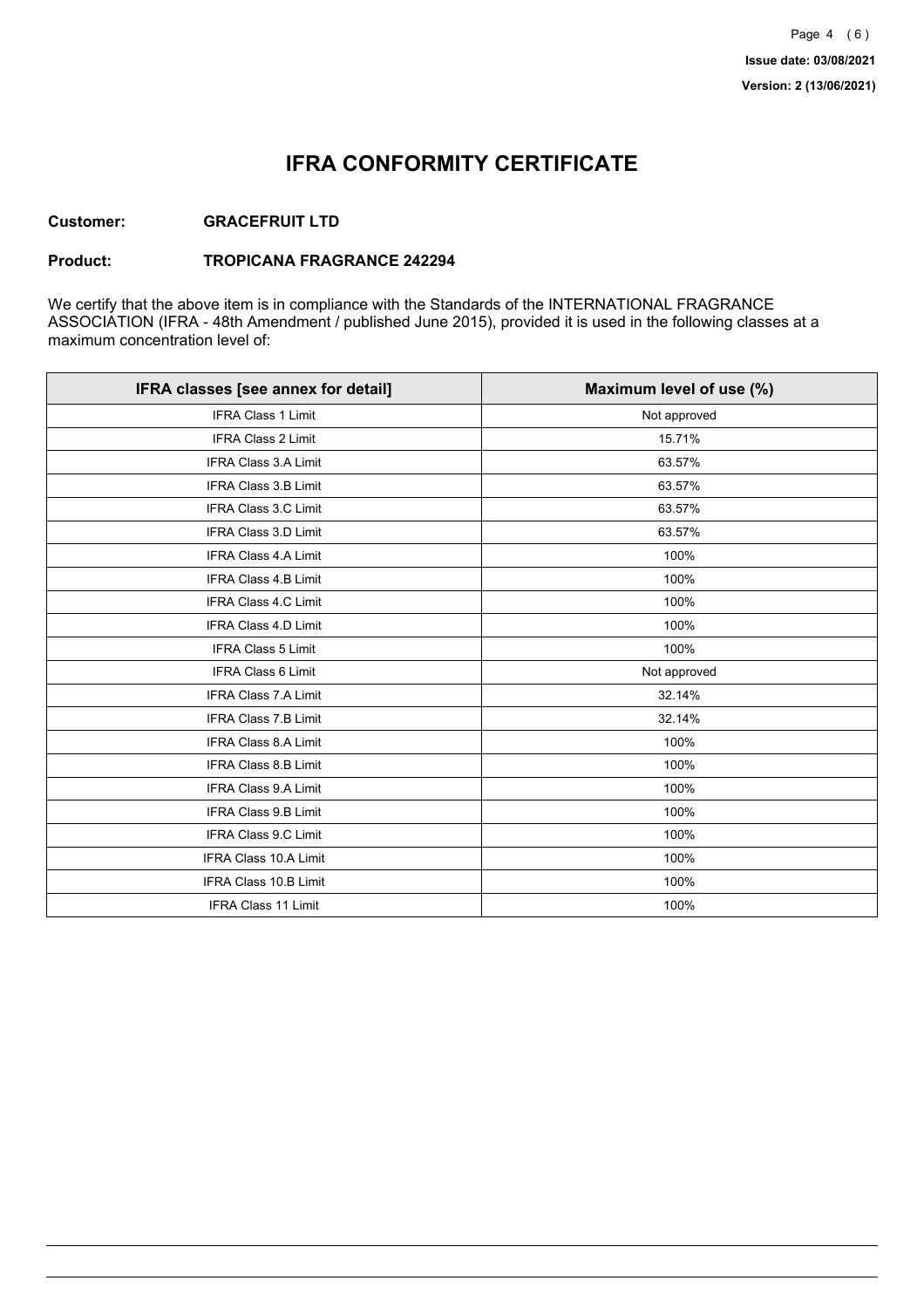**Issue date: 03/08/2021**

**Version: 2 (13/06/2021)**

# IFRA CONFORMITY CERTIFICATE

**Customer:** **GRACEFRUIT LTD**

**Product:** **TROPICANA FRAGRANCE 242294**

We certify that the above item is in compliance with the Standards of the INTERNATIONAL FRAGRANCE ASSOCIATION (IFRA - 48th Amendment / published June 2015), provided it is used in the following classes at a maximum concentration level of:

| IFRA classes [see annex for detail] | Maximum level of use (%) |
|---|---|
| IFRA Class 1 Limit | Not approved |
| IFRA Class 2 Limit | 15.71% |
| IFRA Class 3.A Limit | 63.57% |
| IFRA Class 3.B Limit | 63.57% |
| IFRA Class 3.C Limit | 63.57% |
| IFRA Class 3.D Limit | 63.57% |
| IFRA Class 4.A Limit | 100% |
| IFRA Class 4.B Limit | 100% |
| IFRA Class 4.C Limit | 100% |
| IFRA Class 4.D Limit | 100% |
| IFRA Class 5 Limit | 100% |
| IFRA Class 6 Limit | Not approved |
| IFRA Class 7.A Limit | 32.14% |
| IFRA Class 7.B Limit | 32.14% |
| IFRA Class 8.A Limit | 100% |
| IFRA Class 8.B Limit | 100% |
| IFRA Class 9.A Limit | 100% |
| IFRA Class 9.B Limit | 100% |
| IFRA Class 9.C Limit | 100% |
| IFRA Class 10.A Limit | 100% |
| IFRA Class 10.B Limit | 100% |
| IFRA Class 11 Limit | 100% |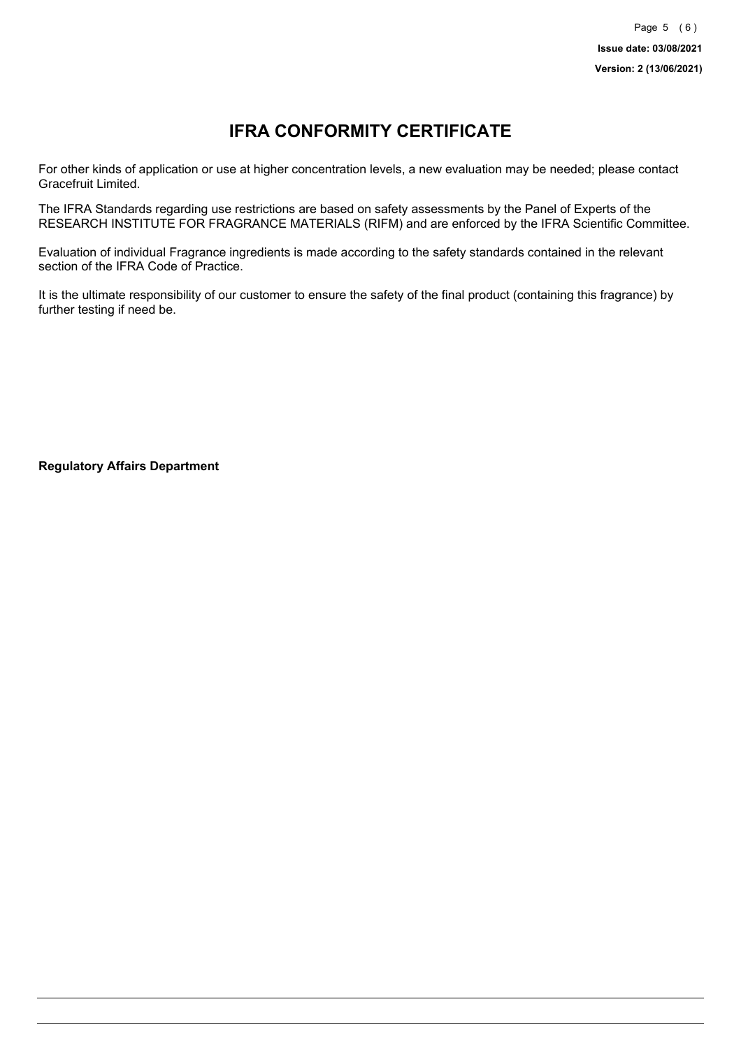# IFRA CONFORMITY CERTIFICATE

For other kinds of application or use at higher concentration levels, a new evaluation may be needed; please contact Gracefruit Limited.

The IFRA Standards regarding use restrictions are based on safety assessments by the Panel of Experts of the RESEARCH INSTITUTE FOR FRAGRANCE MATERIALS (RIFM) and are enforced by the IFRA Scientific Committee.

Evaluation of individual Fragrance ingredients is made according to the safety standards contained in the relevant section of the IFRA Code of Practice.

It is the ultimate responsibility of our customer to ensure the safety of the final product (containing this fragrance) by further testing if need be.

**Regulatory Affairs Department**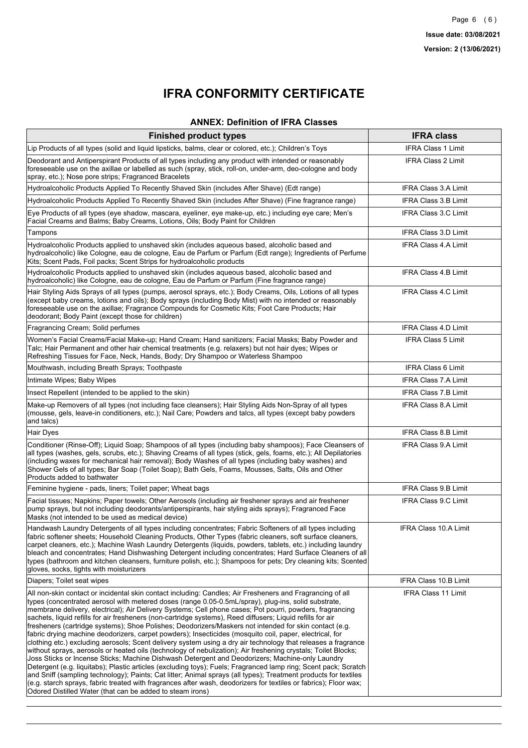Issue date: 03/08/2021

Version: 2 (13/06/2021)

# IFRA CONFORMITY CERTIFICATE

### ANNEX: Definition of IFRA Classes

| Finished product types | IFRA class |
|---|---|
| Lip Products of all types (solid and liquid lipsticks, balms, clear or colored, etc.); Children's Toys | IFRA Class 1 Limit |
| Deodorant and Antiperspirant Products of all types including any product with intended or reasonably foreseeable use on the axillae or labelled as such (spray, stick, roll-on, under-arm, deo-cologne and body spray, etc.); Nose pore strips; Fragranced Bracelets | IFRA Class 2 Limit |
| Hydroalcoholic Products Applied To Recently Shaved Skin (includes After Shave) (Edt range) | IFRA Class 3.A Limit |
| Hydroalcoholic Products Applied To Recently Shaved Skin (includes After Shave) (Fine fragrance range) | IFRA Class 3.B Limit |
| Eye Products of all types (eye shadow, mascara, eyeliner, eye make-up, etc.) including eye care; Men's Facial Creams and Balms; Baby Creams, Lotions, Oils; Body Paint for Children | IFRA Class 3.C Limit |
| Tampons | IFRA Class 3.D Limit |
| Hydroalcoholic Products applied to unshaved skin (includes aqueous based, alcoholic based and hydroalcoholic) like Cologne, eau de cologne, Eau de Parfum or Parfum (Edt range); Ingredients of Perfume Kits; Scent Pads, Foil packs; Scent Strips for hydroalcoholic products | IFRA Class 4.A Limit |
| Hydroalcoholic Products applied to unshaved skin (includes aqueous based, alcoholic based and hydroalcoholic) like Cologne, eau de cologne, Eau de Parfum or Parfum (Fine fragrance range) | IFRA Class 4.B Limit |
| Hair Styling Aids Sprays of all types (pumps, aerosol sprays, etc.); Body Creams, Oils, Lotions of all types (except baby creams, lotions and oils); Body sprays (including Body Mist) with no intended or reasonably foreseeable use on the axillae; Fragrance Compounds for Cosmetic Kits; Foot Care Products; Hair deodorant; Body Paint (except those for children) | IFRA Class 4.C Limit |
| Fragrancing Cream; Solid perfumes | IFRA Class 4.D Limit |
| Women's Facial Creams/Facial Make-up; Hand Cream; Hand sanitizers; Facial Masks; Baby Powder and Talc; Hair Permanent and other hair chemical treatments (e.g. relaxers) but not hair dyes; Wipes or Refreshing Tissues for Face, Neck, Hands, Body; Dry Shampoo or Waterless Shampoo | IFRA Class 5 Limit |
| Mouthwash, including Breath Sprays; Toothpaste | IFRA Class 6 Limit |
| Intimate Wipes; Baby Wipes | IFRA Class 7.A Limit |
| Insect Repellent (intended to be applied to the skin) | IFRA Class 7.B Limit |
| Make-up Removers of all types (not including face cleansers); Hair Styling Aids Non-Spray of all types (mousse, gels, leave-in conditioners, etc.); Nail Care; Powders and talcs, all types (except baby powders and talcs) | IFRA Class 8.A Limit |
| Hair Dyes | IFRA Class 8.B Limit |
| Conditioner (Rinse-Off); Liquid Soap; Shampoos of all types (including baby shampoos); Face Cleansers of all types (washes, gels, scrubs, etc.); Shaving Creams of all types (stick, gels, foams, etc.); All Depilatories (including waxes for mechanical hair removal); Body Washes of all types (including baby washes) and Shower Gels of all types; Bar Soap (Toilet Soap); Bath Gels, Foams, Mousses, Salts, Oils and Other Products added to bathwater | IFRA Class 9.A Limit |
| Feminine hygiene - pads, liners; Toilet paper; Wheat bags | IFRA Class 9.B Limit |
| Facial tissues; Napkins; Paper towels; Other Aerosols (including air freshener sprays and air freshener pump sprays, but not including deodorants/antiperspirants, hair styling aids sprays); Fragranced Face Masks (not intended to be used as medical device) | IFRA Class 9.C Limit |
| Handwash Laundry Detergents of all types including concentrates; Fabric Softeners of all types including fabric softener sheets; Household Cleaning Products, Other Types (fabric cleaners, soft surface cleaners, carpet cleaners, etc.); Machine Wash Laundry Detergents (liquids, powders, tablets, etc.) including laundry bleach and concentrates; Hand Dishwashing Detergent including concentrates; Hard Surface Cleaners of all types (bathroom and kitchen cleansers, furniture polish, etc.); Shampoos for pets; Dry cleaning kits; Scented gloves, socks, tights with moisturizers | IFRA Class 10.A Limit |
| Diapers; Toilet seat wipes | IFRA Class 10.B Limit |
| All non-skin contact or incidental skin contact including: Candles; Air Fresheners and Fragrancing of all types (concentrated aerosol with metered doses (range 0.05-0.5mL/spray), plug-ins, solid substrate, membrane delivery, electrical); Air Delivery Systems; Cell phone cases; Pot pourri, powders, fragrancing sachets, liquid refills for air fresheners (non-cartridge systems), Reed diffusers; Liquid refills for air fresheners (cartridge systems); Shoe Polishes; Deodorizers/Maskers not intended for skin contact (e.g. fabric drying machine deodorizers, carpet powders); Insecticides (mosquito coil, paper, electrical, for clothing etc.) excluding aerosols; Scent delivery system using a dry air technology that releases a fragrance without sprays, aerosols or heated oils (technology of nebulization); Air freshening crystals; Toilet Blocks; Joss Sticks or Incense Sticks; Machine Dishwash Detergent and Deodorizers; Machine-only Laundry Detergent (e.g. liquitabs); Plastic articles (excluding toys); Fuels; Fragranced lamp ring; Scent pack; Scratch and Sniff (sampling technology); Paints; Cat litter; Animal sprays (all types); Treatment products for textiles (e.g. starch sprays, fabric treated with fragrances after wash, deodorizers for textiles or fabrics); Floor wax; Odored Distilled Water (that can be added to steam irons) | IFRA Class 11 Limit |